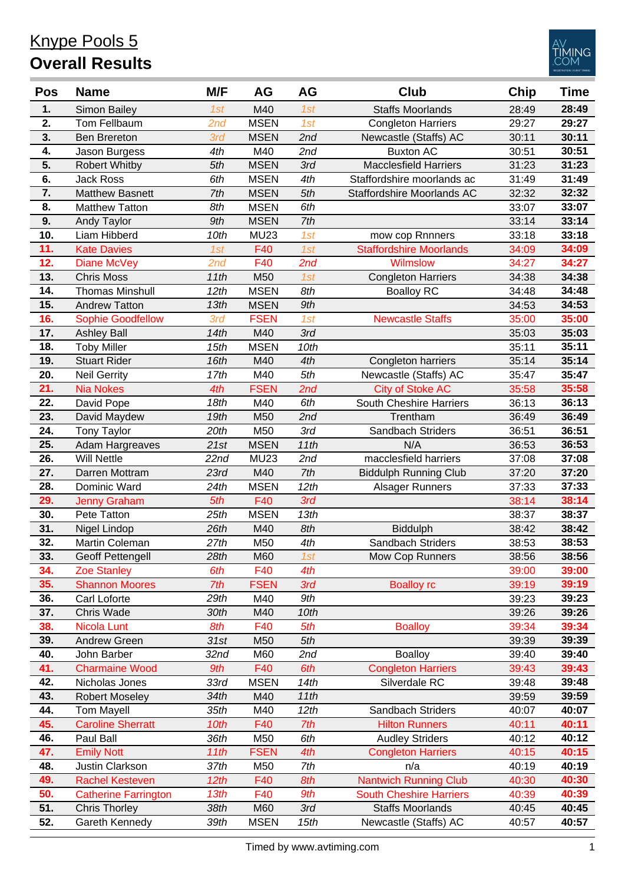# Knype Pools 5

## Overall Results

| Pos | Name | M/F | AG | AG | Club | Chip | Time |
|---|---|---|---|---|---|---|---|
| 1. | Simon Bailey | 1st | M40 | 1st | Staffs Moorlands | 28:49 | **28:49** |
| 2. | Tom Fellbaum | 2nd | MSEN | 1st | Congleton Harriers | 29:27 | **29:27** |
| 3. | Ben Brereton | 3rd | MSEN | 2nd | Newcastle (Staffs) AC | 30:11 | **30:11** |
| 4. | Jason Burgess | 4th | M40 | 2nd | Buxton AC | 30:51 | **30:51** |
| 5. | Robert Whitby | 5th | MSEN | 3rd | Macclesfield Harriers | 31:23 | **31:23** |
| 6. | Jack Ross | 6th | MSEN | 4th | Staffordshire moorlands ac | 31:49 | **31:49** |
| 7. | Matthew Basnett | 7th | MSEN | 5th | Staffordshire Moorlands AC | 32:32 | **32:32** |
| 8. | Matthew Tatton | 8th | MSEN | 6th | | 33:07 | **33:07** |
| 9. | Andy Taylor | 9th | MSEN | 7th | | 33:14 | **33:14** |
| 10. | Liam Hibberd | 10th | MU23 | 1st | mow cop Rnnners | 33:18 | **33:18** |
| 11. | Kate Davies | 1st | F40 | 1st | Staffordshire Moorlands | 34:09 | **34:09** |
| 12. | Diane McVey | 2nd | F40 | 2nd | Wilmslow | 34:27 | **34:27** |
| 13. | Chris Moss | 11th | M50 | 1st | Congleton Harriers | 34:38 | **34:38** |
| 14. | Thomas Minshull | 12th | MSEN | 8th | Boalloy RC | 34:48 | **34:48** |
| 15. | Andrew Tatton | 13th | MSEN | 9th | | 34:53 | **34:53** |
| 16. | Sophie Goodfellow | 3rd | FSEN | 1st | Newcastle Staffs | 35:00 | **35:00** |
| 17. | Ashley Ball | 14th | M40 | 3rd | | 35:03 | **35:03** |
| 18. | Toby Miller | 15th | MSEN | 10th | | 35:11 | **35:11** |
| 19. | Stuart Rider | 16th | M40 | 4th | Congleton harriers | 35:14 | **35:14** |
| 20. | Neil Gerrity | 17th | M40 | 5th | Newcastle (Staffs) AC | 35:47 | **35:47** |
| 21. | Nia Nokes | 4th | FSEN | 2nd | City of Stoke AC | 35:58 | **35:58** |
| 22. | David Pope | 18th | M40 | 6th | South Cheshire Harriers | 36:13 | **36:13** |
| 23. | David Maydew | 19th | M50 | 2nd | Trentham | 36:49 | **36:49** |
| 24. | Tony Taylor | 20th | M50 | 3rd | Sandbach Striders | 36:51 | **36:51** |
| 25. | Adam Hargreaves | 21st | MSEN | 11th | N/A | 36:53 | **36:53** |
| 26. | Will Nettle | 22nd | MU23 | 2nd | macclesfield harriers | 37:08 | **37:08** |
| 27. | Darren Mottram | 23rd | M40 | 7th | Biddulph Running Club | 37:20 | **37:20** |
| 28. | Dominic Ward | 24th | MSEN | 12th | Alsager Runners | 37:33 | **37:33** |
| 29. | Jenny Graham | 5th | F40 | 3rd | | 38:14 | **38:14** |
| 30. | Pete Tatton | 25th | MSEN | 13th | | 38:37 | **38:37** |
| 31. | Nigel Lindop | 26th | M40 | 8th | Biddulph | 38:42 | **38:42** |
| 32. | Martin Coleman | 27th | M50 | 4th | Sandbach Striders | 38:53 | **38:53** |
| 33. | Geoff Pettengell | 28th | M60 | 1st | Mow Cop Runners | 38:56 | **38:56** |
| 34. | Zoe Stanley | 6th | F40 | 4th | | 39:00 | **39:00** |
| 35. | Shannon Moores | 7th | FSEN | 3rd | Boalloy rc | 39:19 | **39:19** |
| 36. | Carl Loforte | 29th | M40 | 9th | | 39:23 | **39:23** |
| 37. | Chris Wade | 30th | M40 | 10th | | 39:26 | **39:26** |
| 38. | Nicola Lunt | 8th | F40 | 5th | Boalloy | 39:34 | **39:34** |
| 39. | Andrew Green | 31st | M50 | 5th | | 39:39 | **39:39** |
| 40. | John Barber | 32nd | M60 | 2nd | Boalloy | 39:40 | **39:40** |
| 41. | Charmaine Wood | 9th | F40 | 6th | Congleton Harriers | 39:43 | **39:43** |
| 42. | Nicholas Jones | 33rd | MSEN | 14th | Silverdale RC | 39:48 | **39:48** |
| 43. | Robert Moseley | 34th | M40 | 11th | | 39:59 | **39:59** |
| 44. | Tom Mayell | 35th | M40 | 12th | Sandbach Striders | 40:07 | **40:07** |
| 45. | Caroline Sherratt | 10th | F40 | 7th | Hilton Runners | 40:11 | **40:11** |
| 46. | Paul Ball | 36th | M50 | 6th | Audley Striders | 40:12 | **40:12** |
| 47. | Emily Nott | 11th | FSEN | 4th | Congleton Harriers | 40:15 | **40:15** |
| 48. | Justin Clarkson | 37th | M50 | 7th | n/a | 40:19 | **40:19** |
| 49. | Rachel Kesteven | 12th | F40 | 8th | Nantwich Running Club | 40:30 | **40:30** |
| 50. | Catherine Farrington | 13th | F40 | 9th | South Cheshire Harriers | 40:39 | **40:39** |
| 51. | Chris Thorley | 38th | M60 | 3rd | Staffs Moorlands | 40:45 | **40:45** |
| 52. | Gareth Kennedy | 39th | MSEN | 15th | Newcastle (Staffs) AC | 40:57 | **40:57** |

Timed by www.avtiming.com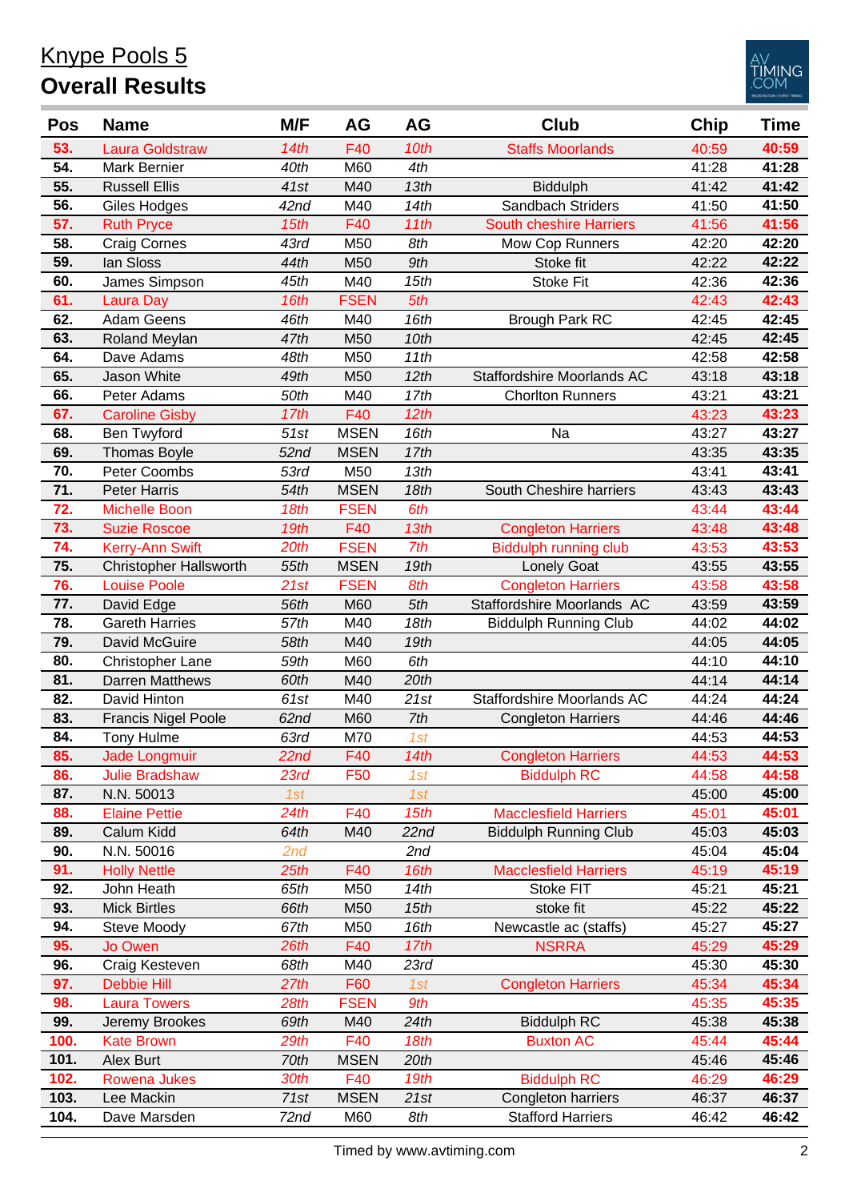# Knype Pools 5

## Overall Results

| Pos | Name | M/F | AG | AG | Club | Chip | Time |
|---|---|---|---|---|---|---|---|
| 53. | Laura Goldstraw | 14th | F40 | 10th | Staffs Moorlands | 40:59 | 40:59 |
| 54. | Mark Bernier | 40th | M60 | 4th | | 41:28 | 41:28 |
| 55. | Russell Ellis | 41st | M40 | 13th | Biddulph | 41:42 | 41:42 |
| 56. | Giles Hodges | 42nd | M40 | 14th | Sandbach Striders | 41:50 | 41:50 |
| 57. | Ruth Pryce | 15th | F40 | 11th | South cheshire Harriers | 41:56 | 41:56 |
| 58. | Craig Cornes | 43rd | M50 | 8th | Mow Cop Runners | 42:20 | 42:20 |
| 59. | Ian Sloss | 44th | M50 | 9th | Stoke fit | 42:22 | 42:22 |
| 60. | James Simpson | 45th | M40 | 15th | Stoke Fit | 42:36 | 42:36 |
| 61. | Laura Day | 16th | FSEN | 5th | | 42:43 | 42:43 |
| 62. | Adam Geens | 46th | M40 | 16th | Brough Park RC | 42:45 | 42:45 |
| 63. | Roland Meylan | 47th | M50 | 10th | | 42:45 | 42:45 |
| 64. | Dave Adams | 48th | M50 | 11th | | 42:58 | 42:58 |
| 65. | Jason White | 49th | M50 | 12th | Staffordshire Moorlands AC | 43:18 | 43:18 |
| 66. | Peter Adams | 50th | M40 | 17th | Chorlton Runners | 43:21 | 43:21 |
| 67. | Caroline Gisby | 17th | F40 | 12th | | 43:23 | 43:23 |
| 68. | Ben Twyford | 51st | MSEN | 16th | Na | 43:27 | 43:27 |
| 69. | Thomas Boyle | 52nd | MSEN | 17th | | 43:35 | 43:35 |
| 70. | Peter Coombs | 53rd | M50 | 13th | | 43:41 | 43:41 |
| 71. | Peter Harris | 54th | MSEN | 18th | South Cheshire harriers | 43:43 | 43:43 |
| 72. | Michelle Boon | 18th | FSEN | 6th | | 43:44 | 43:44 |
| 73. | Suzie Roscoe | 19th | F40 | 13th | Congleton Harriers | 43:48 | 43:48 |
| 74. | Kerry-Ann Swift | 20th | FSEN | 7th | Biddulph running club | 43:53 | 43:53 |
| 75. | Christopher Hallsworth | 55th | MSEN | 19th | Lonely Goat | 43:55 | 43:55 |
| 76. | Louise Poole | 21st | FSEN | 8th | Congleton Harriers | 43:58 | 43:58 |
| 77. | David Edge | 56th | M60 | 5th | Staffordshire Moorlands AC | 43:59 | 43:59 |
| 78. | Gareth Harries | 57th | M40 | 18th | Biddulph Running Club | 44:02 | 44:02 |
| 79. | David McGuire | 58th | M40 | 19th | | 44:05 | 44:05 |
| 80. | Christopher Lane | 59th | M60 | 6th | | 44:10 | 44:10 |
| 81. | Darren Matthews | 60th | M40 | 20th | | 44:14 | 44:14 |
| 82. | David Hinton | 61st | M40 | 21st | Staffordshire Moorlands AC | 44:24 | 44:24 |
| 83. | Francis Nigel Poole | 62nd | M60 | 7th | Congleton Harriers | 44:46 | 44:46 |
| 84. | Tony Hulme | 63rd | M70 | 1st | | 44:53 | 44:53 |
| 85. | Jade Longmuir | 22nd | F40 | 14th | Congleton Harriers | 44:53 | 44:53 |
| 86. | Julie Bradshaw | 23rd | F50 | 1st | Biddulph RC | 44:58 | 44:58 |
| 87. | N.N. 50013 | 1st | | 1st | | 45:00 | 45:00 |
| 88. | Elaine Pettie | 24th | F40 | 15th | Macclesfield Harriers | 45:01 | 45:01 |
| 89. | Calum Kidd | 64th | M40 | 22nd | Biddulph Running Club | 45:03 | 45:03 |
| 90. | N.N. 50016 | 2nd | | 2nd | | 45:04 | 45:04 |
| 91. | Holly Nettle | 25th | F40 | 16th | Macclesfield Harriers | 45:19 | 45:19 |
| 92. | John Heath | 65th | M50 | 14th | Stoke FIT | 45:21 | 45:21 |
| 93. | Mick Birtles | 66th | M50 | 15th | stoke fit | 45:22 | 45:22 |
| 94. | Steve Moody | 67th | M50 | 16th | Newcastle ac (staffs) | 45:27 | 45:27 |
| 95. | Jo Owen | 26th | F40 | 17th | NSRRA | 45:29 | 45:29 |
| 96. | Craig Kesteven | 68th | M40 | 23rd | | 45:30 | 45:30 |
| 97. | Debbie Hill | 27th | F60 | 1st | Congleton Harriers | 45:34 | 45:34 |
| 98. | Laura Towers | 28th | FSEN | 9th | | 45:35 | 45:35 |
| 99. | Jeremy Brookes | 69th | M40 | 24th | Biddulph RC | 45:38 | 45:38 |
| 100. | Kate Brown | 29th | F40 | 18th | Buxton AC | 45:44 | 45:44 |
| 101. | Alex Burt | 70th | MSEN | 20th | | 45:46 | 45:46 |
| 102. | Rowena Jukes | 30th | F40 | 19th | Biddulph RC | 46:29 | 46:29 |
| 103. | Lee Mackin | 71st | MSEN | 21st | Congleton harriers | 46:37 | 46:37 |
| 104. | Dave Marsden | 72nd | M60 | 8th | Stafford Harriers | 46:42 | 46:42 |

Timed by www.avtiming.com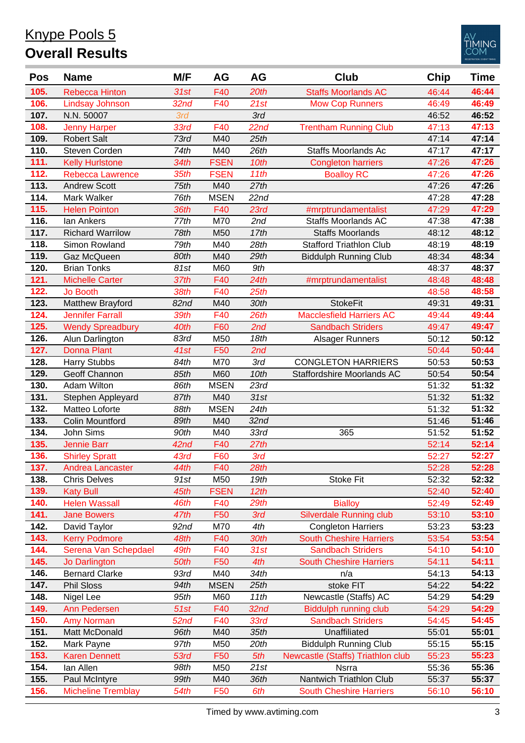# Knype Pools 5

## Overall Results

| Pos | Name | M/F | AG | AG | Club | Chip | Time |
|---|---|---|---|---|---|---|---|
| 105. | Rebecca Hinton | 31st | F40 | 20th | Staffs Moorlands AC | 46:44 | 46:44 |
| 106. | Lindsay Johnson | 32nd | F40 | 21st | Mow Cop Runners | 46:49 | 46:49 |
| 107. | N.N. 50007 | 3rd | | 3rd | | 46:52 | 46:52 |
| 108. | Jenny Harper | 33rd | F40 | 22nd | Trentham Running Club | 47:13 | 47:13 |
| 109. | Robert Salt | 73rd | M40 | 25th | | 47:14 | 47:14 |
| 110. | Steven Corden | 74th | M40 | 26th | Staffs Moorlands Ac | 47:17 | 47:17 |
| 111. | Kelly Hurlstone | 34th | FSEN | 10th | Congleton harriers | 47:26 | 47:26 |
| 112. | Rebecca Lawrence | 35th | FSEN | 11th | Boalloy RC | 47:26 | 47:26 |
| 113. | Andrew Scott | 75th | M40 | 27th | | 47:26 | 47:26 |
| 114. | Mark Walker | 76th | MSEN | 22nd | | 47:28 | 47:28 |
| 115. | Helen Pointon | 36th | F40 | 23rd | #mrptrundamentalist | 47:29 | 47:29 |
| 116. | Ian Ankers | 77th | M70 | 2nd | Staffs Moorlands AC | 47:38 | 47:38 |
| 117. | Richard Warrilow | 78th | M50 | 17th | Staffs Moorlands | 48:12 | 48:12 |
| 118. | Simon Rowland | 79th | M40 | 28th | Stafford Triathlon Club | 48:19 | 48:19 |
| 119. | Gaz McQueen | 80th | M40 | 29th | Biddulph Running Club | 48:34 | 48:34 |
| 120. | Brian Tonks | 81st | M60 | 9th | | 48:37 | 48:37 |
| 121. | Michelle Carter | 37th | F40 | 24th | #mrptrundamentalist | 48:48 | 48:48 |
| 122. | Jo Booth | 38th | F40 | 25th | | 48:58 | 48:58 |
| 123. | Matthew Brayford | 82nd | M40 | 30th | StokeFit | 49:31 | 49:31 |
| 124. | Jennifer Farrall | 39th | F40 | 26th | Macclesfield Harriers AC | 49:44 | 49:44 |
| 125. | Wendy Spreadbury | 40th | F60 | 2nd | Sandbach Striders | 49:47 | 49:47 |
| 126. | Alun Darlington | 83rd | M50 | 18th | Alsager Runners | 50:12 | 50:12 |
| 127. | Donna Plant | 41st | F50 | 2nd | | 50:44 | 50:44 |
| 128. | Harry Stubbs | 84th | M70 | 3rd | CONGLETON HARRIERS | 50:53 | 50:53 |
| 129. | Geoff Channon | 85th | M60 | 10th | Staffordshire Moorlands AC | 50:54 | 50:54 |
| 130. | Adam Wilton | 86th | MSEN | 23rd | | 51:32 | 51:32 |
| 131. | Stephen Appleyard | 87th | M40 | 31st | | 51:32 | 51:32 |
| 132. | Matteo Loforte | 88th | MSEN | 24th | | 51:32 | 51:32 |
| 133. | Colin Mountford | 89th | M40 | 32nd | | 51:46 | 51:46 |
| 134. | John Sims | 90th | M40 | 33rd | 365 | 51:52 | 51:52 |
| 135. | Jennie Barr | 42nd | F40 | 27th | | 52:14 | 52:14 |
| 136. | Shirley Spratt | 43rd | F60 | 3rd | | 52:27 | 52:27 |
| 137. | Andrea Lancaster | 44th | F40 | 28th | | 52:28 | 52:28 |
| 138. | Chris Delves | 91st | M50 | 19th | Stoke Fit | 52:32 | 52:32 |
| 139. | Katy Bull | 45th | FSEN | 12th | | 52:40 | 52:40 |
| 140. | Helen Wassall | 46th | F40 | 29th | Bialloy | 52:49 | 52:49 |
| 141. | Jane Bowers | 47th | F50 | 3rd | Silverdale Running club | 53:10 | 53:10 |
| 142. | David Taylor | 92nd | M70 | 4th | Congleton Harriers | 53:23 | 53:23 |
| 143. | Kerry Podmore | 48th | F40 | 30th | South Cheshire Harriers | 53:54 | 53:54 |
| 144. | Serena Van Schepdael | 49th | F40 | 31st | Sandbach Striders | 54:10 | 54:10 |
| 145. | Jo Darlington | 50th | F50 | 4th | South Cheshire Harriers | 54:11 | 54:11 |
| 146. | Bernard Clarke | 93rd | M40 | 34th | n/a | 54:13 | 54:13 |
| 147. | Phil Sloss | 94th | MSEN | 25th | stoke FIT | 54:22 | 54:22 |
| 148. | Nigel Lee | 95th | M60 | 11th | Newcastle (Staffs) AC | 54:29 | 54:29 |
| 149. | Ann Pedersen | 51st | F40 | 32nd | Biddulph running club | 54:29 | 54:29 |
| 150. | Amy Norman | 52nd | F40 | 33rd | Sandbach Striders | 54:45 | 54:45 |
| 151. | Matt McDonald | 96th | M40 | 35th | Unaffiliated | 55:01 | 55:01 |
| 152. | Mark Payne | 97th | M50 | 20th | Biddulph Running Club | 55:15 | 55:15 |
| 153. | Karen Dennett | 53rd | F50 | 5th | Newcastle (Staffs) Triathlon club | 55:23 | 55:23 |
| 154. | Ian Allen | 98th | M50 | 21st | Nsrra | 55:36 | 55:36 |
| 155. | Paul McIntyre | 99th | M40 | 36th | Nantwich Triathlon Club | 55:37 | 55:37 |
| 156. | Micheline Tremblay | 54th | F50 | 6th | South Cheshire Harriers | 56:10 | 56:10 |

Timed by www.avtiming.com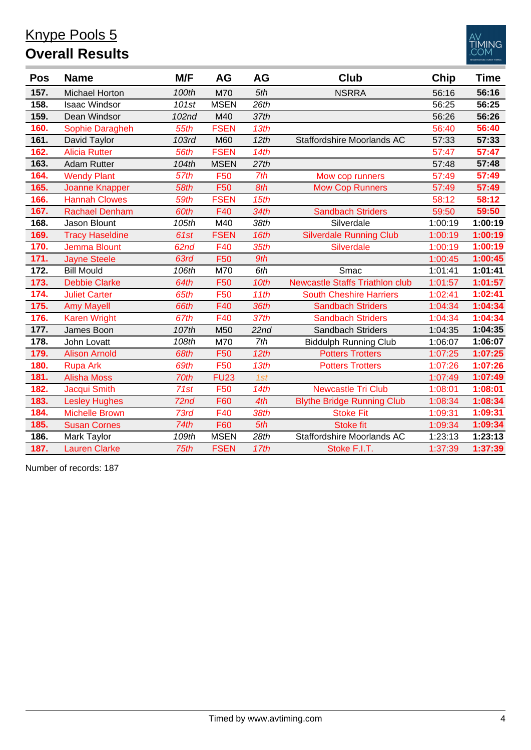# Knype Pools 5

## Overall Results

| Pos | Name | M/F | AG | AG | Club | Chip | Time |
|---|---|---|---|---|---|---|---|
| **157.** | Michael Horton | *100th* | M70 | *5th* | NSRRA | 56:16 | **56:16** |
| **158.** | Isaac Windsor | *101st* | MSEN | *26th* | | 56:25 | **56:25** |
| **159.** | Dean Windsor | *102nd* | M40 | *37th* | | 56:26 | **56:26** |
| **160.** | Sophie Daragheh | *55th* | FSEN | *13th* | | 56:40 | **56:40** |
| **161.** | David Taylor | *103rd* | M60 | *12th* | Staffordshire Moorlands AC | 57:33 | **57:33** |
| **162.** | Alicia Rutter | *56th* | FSEN | *14th* | | 57:47 | **57:47** |
| **163.** | Adam Rutter | *104th* | MSEN | *27th* | | 57:48 | **57:48** |
| **164.** | Wendy Plant | *57th* | F50 | *7th* | Mow cop runners | 57:49 | **57:49** |
| **165.** | Joanne Knapper | *58th* | F50 | *8th* | Mow Cop Runners | 57:49 | **57:49** |
| **166.** | Hannah Clowes | *59th* | FSEN | *15th* | | 58:12 | **58:12** |
| **167.** | Rachael Denham | *60th* | F40 | *34th* | Sandbach Striders | 59:50 | **59:50** |
| **168.** | Jason Blount | *105th* | M40 | *38th* | Silverdale | 1:00:19 | **1:00:19** |
| **169.** | Tracy Haseldine | *61st* | FSEN | *16th* | Silverdale Running Club | 1:00:19 | **1:00:19** |
| **170.** | Jemma Blount | *62nd* | F40 | *35th* | Silverdale | 1:00:19 | **1:00:19** |
| **171.** | Jayne Steele | *63rd* | F50 | *9th* | | 1:00:45 | **1:00:45** |
| **172.** | Bill Mould | *106th* | M70 | *6th* | Smac | 1:01:41 | **1:01:41** |
| **173.** | Debbie Clarke | *64th* | F50 | *10th* | Newcastle Staffs Triathlon club | 1:01:57 | **1:01:57** |
| **174.** | Juliet Carter | *65th* | F50 | *11th* | South Cheshire Harriers | 1:02:41 | **1:02:41** |
| **175.** | Amy Mayell | *66th* | F40 | *36th* | Sandbach Striders | 1:04:34 | **1:04:34** |
| **176.** | Karen Wright | *67th* | F40 | *37th* | Sandbach Striders | 1:04:34 | **1:04:34** |
| **177.** | James Boon | *107th* | M50 | *22nd* | Sandbach Striders | 1:04:35 | **1:04:35** |
| **178.** | John Lovatt | *108th* | M70 | *7th* | Biddulph Running Club | 1:06:07 | **1:06:07** |
| **179.** | Alison Arnold | *68th* | F50 | *12th* | Potters Trotters | 1:07:25 | **1:07:25** |
| **180.** | Rupa Ark | *69th* | F50 | *13th* | Potters Trotters | 1:07:26 | **1:07:26** |
| **181.** | Alisha Moss | *70th* | FU23 | *1st* | | 1:07:49 | **1:07:49** |
| **182.** | Jacqui Smith | *71st* | F50 | *14th* | Newcastle Tri Club | 1:08:01 | **1:08:01** |
| **183.** | Lesley Hughes | *72nd* | F60 | *4th* | Blythe Bridge Running Club | 1:08:34 | **1:08:34** |
| **184.** | Michelle Brown | *73rd* | F40 | *38th* | Stoke Fit | 1:09:31 | **1:09:31** |
| **185.** | Susan Cornes | *74th* | F60 | *5th* | Stoke fit | 1:09:34 | **1:09:34** |
| **186.** | Mark Taylor | *109th* | MSEN | *28th* | Staffordshire Moorlands AC | 1:23:13 | **1:23:13** |
| **187.** | Lauren Clarke | *75th* | FSEN | *17th* | Stoke F.I.T. | 1:37:39 | **1:37:39** |

Number of records: 187

Timed by www.avtiming.com